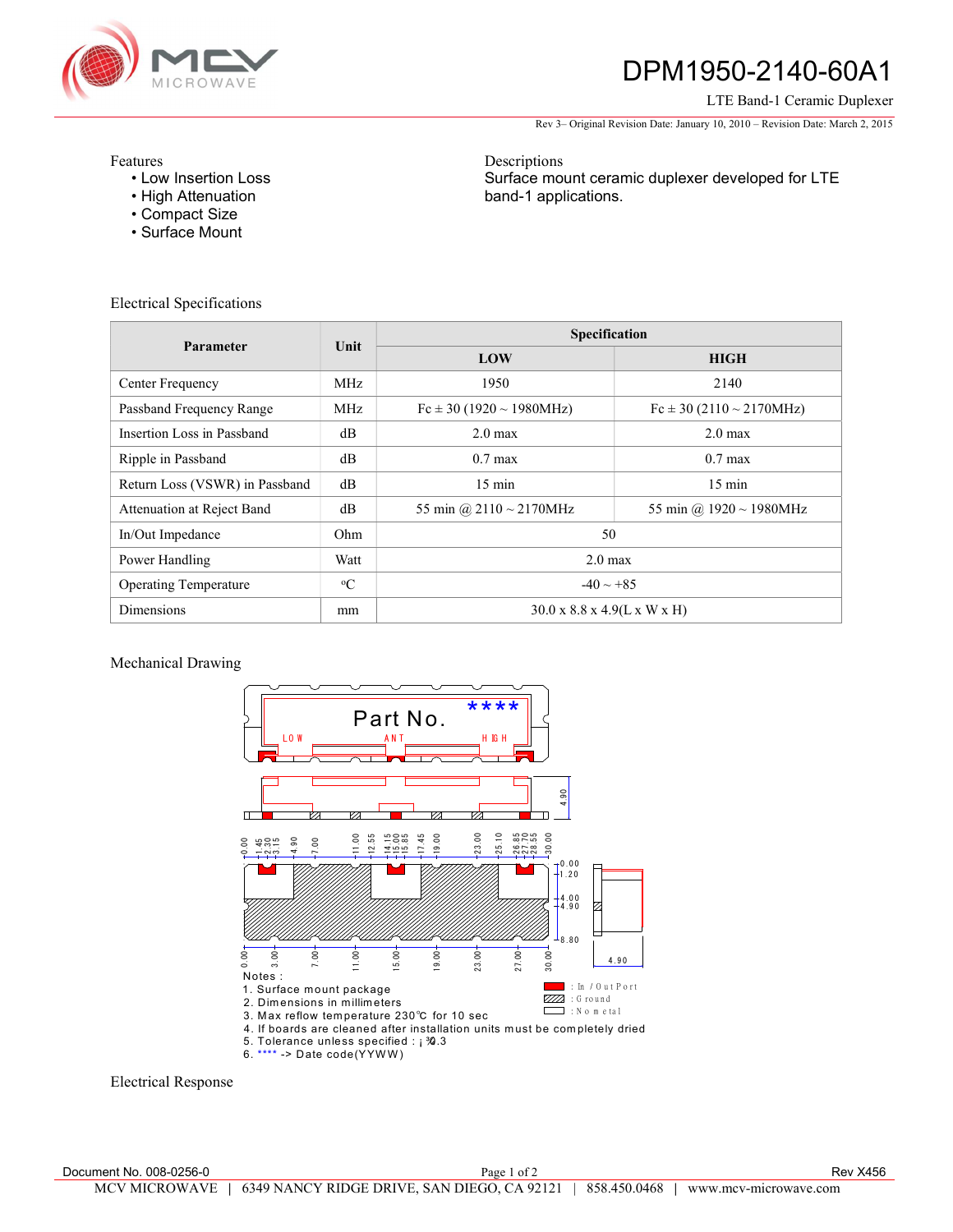# DPM1950-2140-60A1

LTE Band-1 Ceramic Duplexer

Rev 3– Original Revision Date: January 10, 2010 – Revision Date: March 2, 2015

Features
- Low Insertion Loss
- High Attenuation
- Compact Size
- Surface Mount

Descriptions

Surface mount ceramic duplexer developed for LTE band-1 applications.

## Electrical Specifications

| Parameter | Unit | Specification | |
|---|---|---|---|
| | | LOW | HIGH |
| Center Frequency | MHz | 1950 | 2140 |
| Passband Frequency Range | MHz | Fc ± 30 (1920 ~ 1980MHz) | Fc ± 30 (2110 ~ 2170MHz) |
| Insertion Loss in Passband | dB | 2.0 max | 2.0 max |
| Ripple in Passband | dB | 0.7 max | 0.7 max |
| Return Loss (VSWR) in Passband | dB | 15 min | 15 min |
| Attenuation at Reject Band | dB | 55 min @ 2110 ~ 2170MHz | 55 min @ 1920 ~ 1980MHz |
| In/Out Impedance | Ohm | 50 | |
| Power Handling | Watt | 2.0 max | |
| Operating Temperature | ºC | -40 ~ +85 | |
| Dimensions | mm | 30.0 x 8.8 x 4.9(L x W x H) | |

## Mechanical Drawing

Part No. ****

LOW ANT HIGH

4.90

0.00 1.45 2.30 3.15 4.90 7.00 11.00 12.55 14.15 15.00 15.85 17.45 19.00 23.00 25.10 26.85 27.70 28.55 30.00

0.00 1.20 4.00 4.90 8.80

0.00 3.00 7.00 11.00 15.00 19.00 23.00 27.00 30.00

4.90

: In / Out Port
: Ground
: No metal

Notes :
1. Surface mount package
2. Dimensions in millimeters
3. Max reflow temperature 230℃ for 10 sec
4. If boards are cleaned after installation units must be completely dried
5. Tolerance unless specified : ±0.3
6. **** -> Date code(YYWW)

## Electrical Response

Document No. 008-0256-0 Rev X456

MCV MICROWAVE | 6349 NANCY RIDGE DRIVE, SAN DIEGO, CA 92121 | 858.450.0468 | www.mcv-microwave.com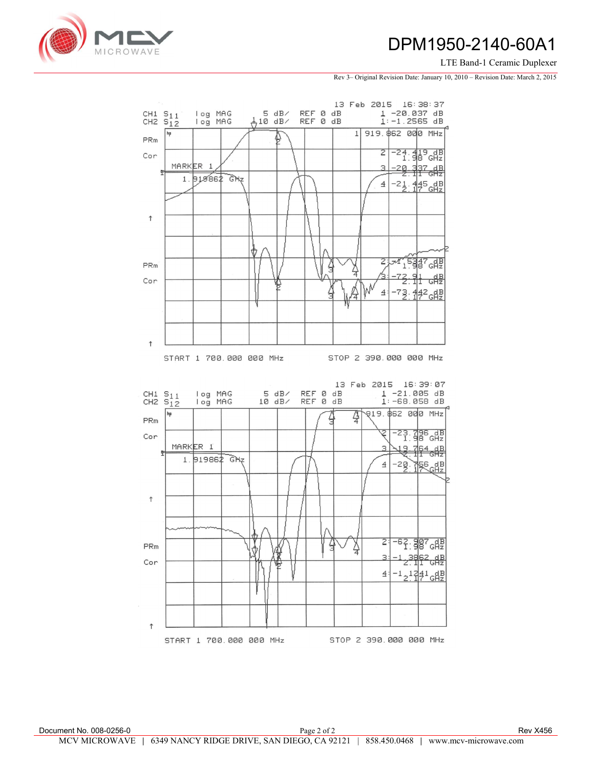# DPM1950-2140-60A1

LTE Band-1 Ceramic Duplexer

Rev 3– Original Revision Date: January 10, 2010 – Revision Date: March 2, 2015

13 Feb 2015 16:38:37
CH1 $S_{11}$ log MAG 5 dB/ REF 0 dB 1 -20.037 dB
CH2 $S_{12}$ log MAG 10 dB/ REF 0 dB 1:-1.2565 dB
1 919.862 000 MHz
2 -24.419 dB 1.98 GHz
3 -20.337 dB 2.11 GHz
4 -21.445 dB 2.17 GHz
MARKER 1
1.919862 GHz
2:-1.5347 dB 1.98 GHz
3:-72.91 dB 2.11 GHz
4:-73.442 dB 2.17 GHz
PRm
Cor
START 1 700.000 000 MHz STOP 2 390.000 000 MHz

13 Feb 2015 16:39:07
CH1 $S_{11}$ log MAG 5 dB/ REF 0 dB 1 -21.005 dB
CH2 $S_{12}$ log MAG 10 dB/ REF 0 dB 1:-68.058 dB
919.862 000 MHz
2 -23.796 dB 1.98 GHz
3 -19.764 dB 2.11 GHz
4 -20.756 dB 2.17 GHz
MARKER 1
1.919862 GHz
2:-62.907 dB 1.98 GHz
3:-1.3862 dB 2.11 GHz
4:-1.1241 dB 2.17 GHz
PRm
Cor
START 1 700.000 000 MHz STOP 2 390.000 000 MHz

Document No. 008-0256-0 Rev X456

MCV MICROWAVE | 6349 NANCY RIDGE DRIVE, SAN DIEGO, CA 92121 | 858.450.0468 | www.mcv-microwave.com